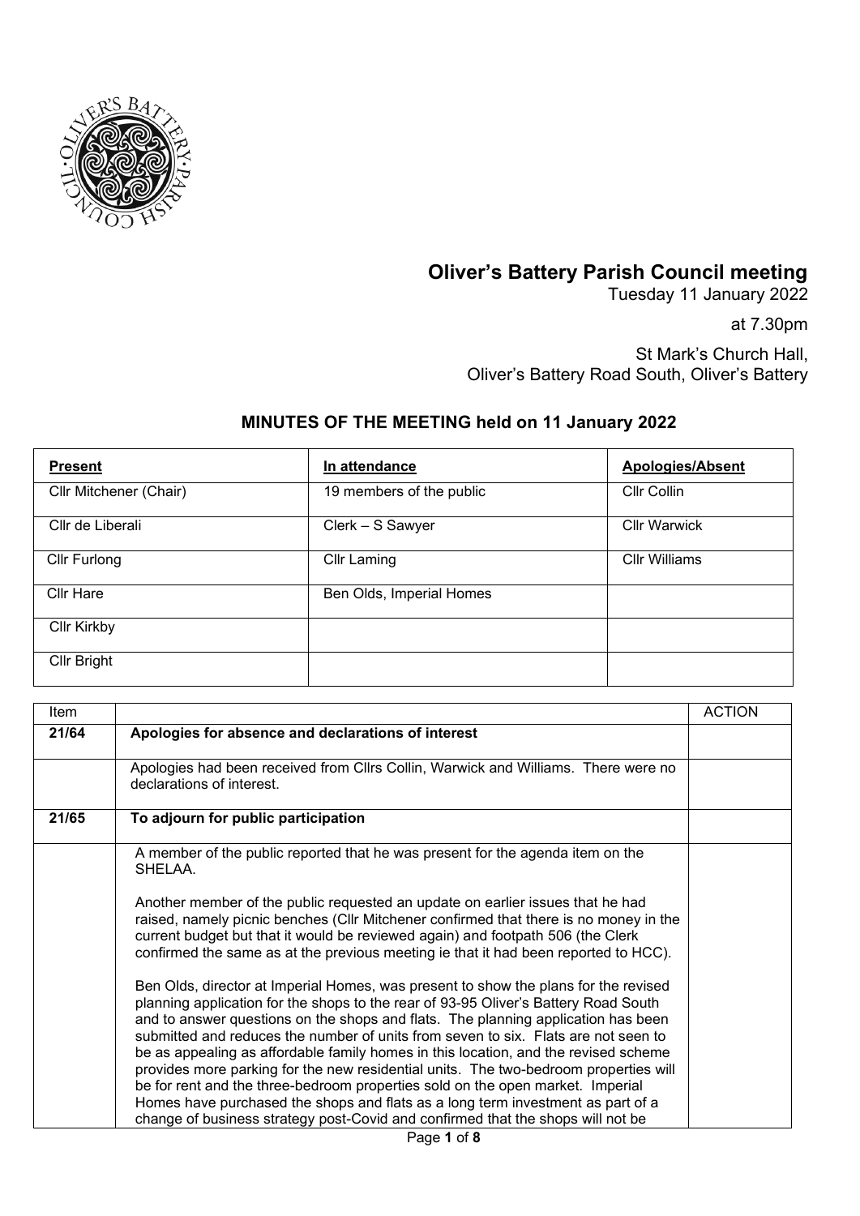# Oliver's Battery Parish Council meeting

Tuesday 11 January 2022

at 7.30pm

St Mark's Church Hall,
Oliver's Battery Road South, Oliver's Battery

## MINUTES OF THE MEETING held on 11 January 2022

| **Present** | **In attendance** | **Apologies/Absent** |
|---|---|---|
| Cllr Mitchener (Chair) | 19 members of the public | Cllr Collin |
| Cllr de Liberali | Clerk – S Sawyer | Cllr Warwick |
| Cllr Furlong | Cllr Laming | Cllr Williams |
| Cllr Hare | Ben Olds, Imperial Homes | |
| Cllr Kirkby | | |
| Cllr Bright | | |

| Item | | ACTION |
|---|---|---|
| **21/64** | **Apologies for absence and declarations of interest** | |
| | Apologies had been received from Cllrs Collin, Warwick and Williams. There were no declarations of interest. | |
| **21/65** | **To adjourn for public participation** | |
| | A member of the public reported that he was present for the agenda item on the SHELAA.<br><br>Another member of the public requested an update on earlier issues that he had raised, namely picnic benches (Cllr Mitchener confirmed that there is no money in the current budget but that it would be reviewed again) and footpath 506 (the Clerk confirmed the same as at the previous meeting ie that it had been reported to HCC).<br><br>Ben Olds, director at Imperial Homes, was present to show the plans for the revised planning application for the shops to the rear of 93-95 Oliver's Battery Road South and to answer questions on the shops and flats. The planning application has been submitted and reduces the number of units from seven to six. Flats are not seen to be as appealing as affordable family homes in this location, and the revised scheme provides more parking for the new residential units. The two-bedroom properties will be for rent and the three-bedroom properties sold on the open market. Imperial Homes have purchased the shops and flats as a long term investment as part of a change of business strategy post-Covid and confirmed that the shops will not be | |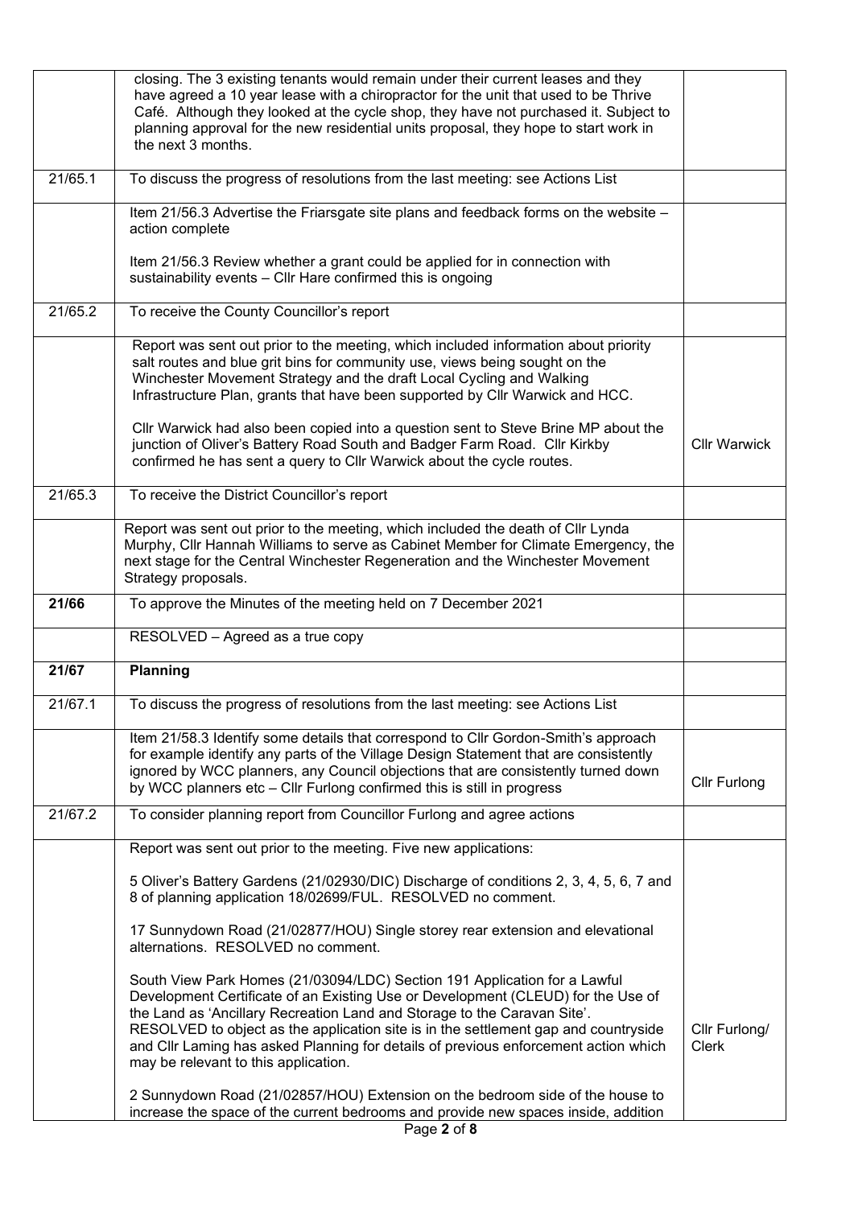| | | |
|---|---|---|
| | closing. The 3 existing tenants would remain under their current leases and they have agreed a 10 year lease with a chiropractor for the unit that used to be Thrive Café. Although they looked at the cycle shop, they have not purchased it. Subject to planning approval for the new residential units proposal, they hope to start work in the next 3 months. | |
| 21/65.1 | To discuss the progress of resolutions from the last meeting: see Actions List | |
| | Item 21/56.3 Advertise the Friarsgate site plans and feedback forms on the website – action complete<br><br>Item 21/56.3 Review whether a grant could be applied for in connection with sustainability events – Cllr Hare confirmed this is ongoing | |
| 21/65.2 | To receive the County Councillor's report | |
| | Report was sent out prior to the meeting, which included information about priority salt routes and blue grit bins for community use, views being sought on the Winchester Movement Strategy and the draft Local Cycling and Walking Infrastructure Plan, grants that have been supported by Cllr Warwick and HCC.<br><br>Cllr Warwick had also been copied into a question sent to Steve Brine MP about the junction of Oliver's Battery Road South and Badger Farm Road. Cllr Kirkby confirmed he has sent a query to Cllr Warwick about the cycle routes. | Cllr Warwick |
| 21/65.3 | To receive the District Councillor's report | |
| | Report was sent out prior to the meeting, which included the death of Cllr Lynda Murphy, Cllr Hannah Williams to serve as Cabinet Member for Climate Emergency, the next stage for the Central Winchester Regeneration and the Winchester Movement Strategy proposals. | |
| **21/66** | To approve the Minutes of the meeting held on 7 December 2021 | |
| | RESOLVED – Agreed as a true copy | |
| **21/67** | **Planning** | |
| 21/67.1 | To discuss the progress of resolutions from the last meeting: see Actions List | |
| | Item 21/58.3 Identify some details that correspond to Cllr Gordon-Smith's approach for example identify any parts of the Village Design Statement that are consistently ignored by WCC planners, any Council objections that are consistently turned down by WCC planners etc – Cllr Furlong confirmed this is still in progress | Cllr Furlong |
| 21/67.2 | To consider planning report from Councillor Furlong and agree actions | |
| | Report was sent out prior to the meeting. Five new applications:<br><br>5 Oliver's Battery Gardens (21/02930/DIC) Discharge of conditions 2, 3, 4, 5, 6, 7 and 8 of planning application 18/02699/FUL. RESOLVED no comment.<br><br>17 Sunnydown Road (21/02877/HOU) Single storey rear extension and elevational alternations. RESOLVED no comment.<br><br>South View Park Homes (21/03094/LDC) Section 191 Application for a Lawful Development Certificate of an Existing Use or Development (CLEUD) for the Use of the Land as 'Ancillary Recreation Land and Storage to the Caravan Site'. RESOLVED to object as the application site is in the settlement gap and countryside and Cllr Laming has asked Planning for details of previous enforcement action which may be relevant to this application.<br><br>2 Sunnydown Road (21/02857/HOU) Extension on the bedroom side of the house to increase the space of the current bedrooms and provide new spaces inside, addition | Cllr Furlong/ Clerk |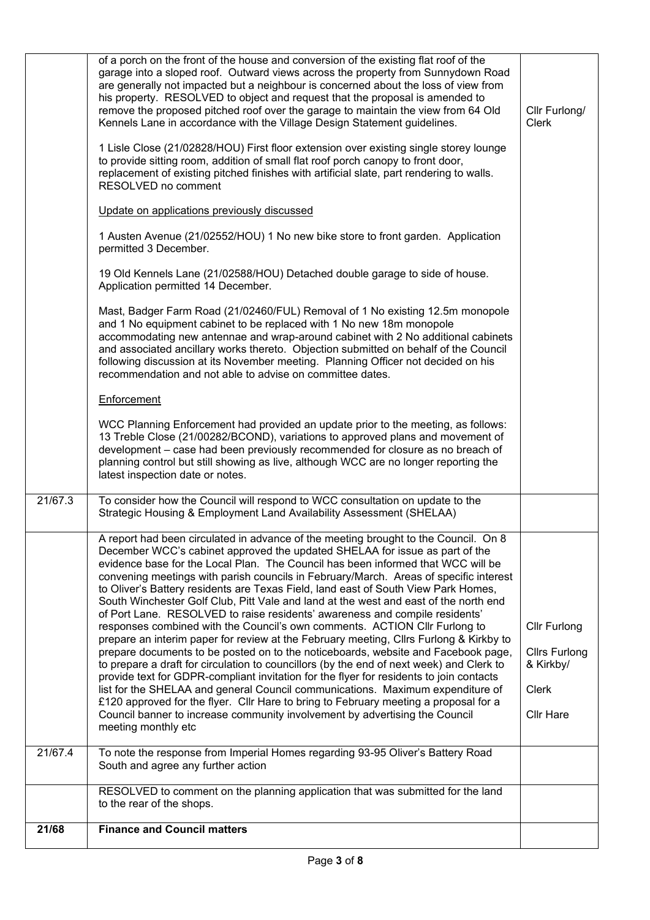| | | |
|---|---|---|
| | of a porch on the front of the house and conversion of the existing flat roof of the garage into a sloped roof. Outward views across the property from Sunnydown Road are generally not impacted but a neighbour is concerned about the loss of view from his property. RESOLVED to object and request that the proposal is amended to remove the proposed pitched roof over the garage to maintain the view from 64 Old Kennels Lane in accordance with the Village Design Statement guidelines.<br><br>1 Lisle Close (21/02828/HOU) First floor extension over existing single storey lounge to provide sitting room, addition of small flat roof porch canopy to front door, replacement of existing pitched finishes with artificial slate, part rendering to walls. RESOLVED no comment<br><br>Update on applications previously discussed<br><br>1 Austen Avenue (21/02552/HOU) 1 No new bike store to front garden. Application permitted 3 December.<br><br>19 Old Kennels Lane (21/02588/HOU) Detached double garage to side of house. Application permitted 14 December.<br><br>Mast, Badger Farm Road (21/02460/FUL) Removal of 1 No existing 12.5m monopole and 1 No equipment cabinet to be replaced with 1 No new 18m monopole accommodating new antennae and wrap-around cabinet with 2 No additional cabinets and associated ancillary works thereto. Objection submitted on behalf of the Council following discussion at its November meeting. Planning Officer not decided on his recommendation and not able to advise on committee dates.<br><br>Enforcement<br><br>WCC Planning Enforcement had provided an update prior to the meeting, as follows: 13 Treble Close (21/00282/BCOND), variations to approved plans and movement of development – case had been previously recommended for closure as no breach of planning control but still showing as live, although WCC are no longer reporting the latest inspection date or notes. | Cllr Furlong/ Clerk |
| 21/67.3 | To consider how the Council will respond to WCC consultation on update to the Strategic Housing & Employment Land Availability Assessment (SHELAA) | |
| | A report had been circulated in advance of the meeting brought to the Council. On 8 December WCC's cabinet approved the updated SHELAA for issue as part of the evidence base for the Local Plan. The Council has been informed that WCC will be convening meetings with parish councils in February/March. Areas of specific interest to Oliver's Battery residents are Texas Field, land east of South View Park Homes, South Winchester Golf Club, Pitt Vale and land at the west and east of the north end of Port Lane. RESOLVED to raise residents' awareness and compile residents' responses combined with the Council's own comments. ACTION Cllr Furlong to prepare an interim paper for review at the February meeting, Cllrs Furlong & Kirkby to prepare documents to be posted on to the noticeboards, website and Facebook page, to prepare a draft for circulation to councillors (by the end of next week) and Clerk to provide text for GDPR-compliant invitation for the flyer for residents to join contacts list for the SHELAA and general Council communications. Maximum expenditure of £120 approved for the flyer. Cllr Hare to bring to February meeting a proposal for a Council banner to increase community involvement by advertising the Council meeting monthly etc | Cllr Furlong<br><br>Cllrs Furlong & Kirkby/<br><br>Clerk<br><br>Cllr Hare |
| 21/67.4 | To note the response from Imperial Homes regarding 93-95 Oliver's Battery Road South and agree any further action | |
| | RESOLVED to comment on the planning application that was submitted for the land to the rear of the shops. | |
| **21/68** | **Finance and Council matters** | |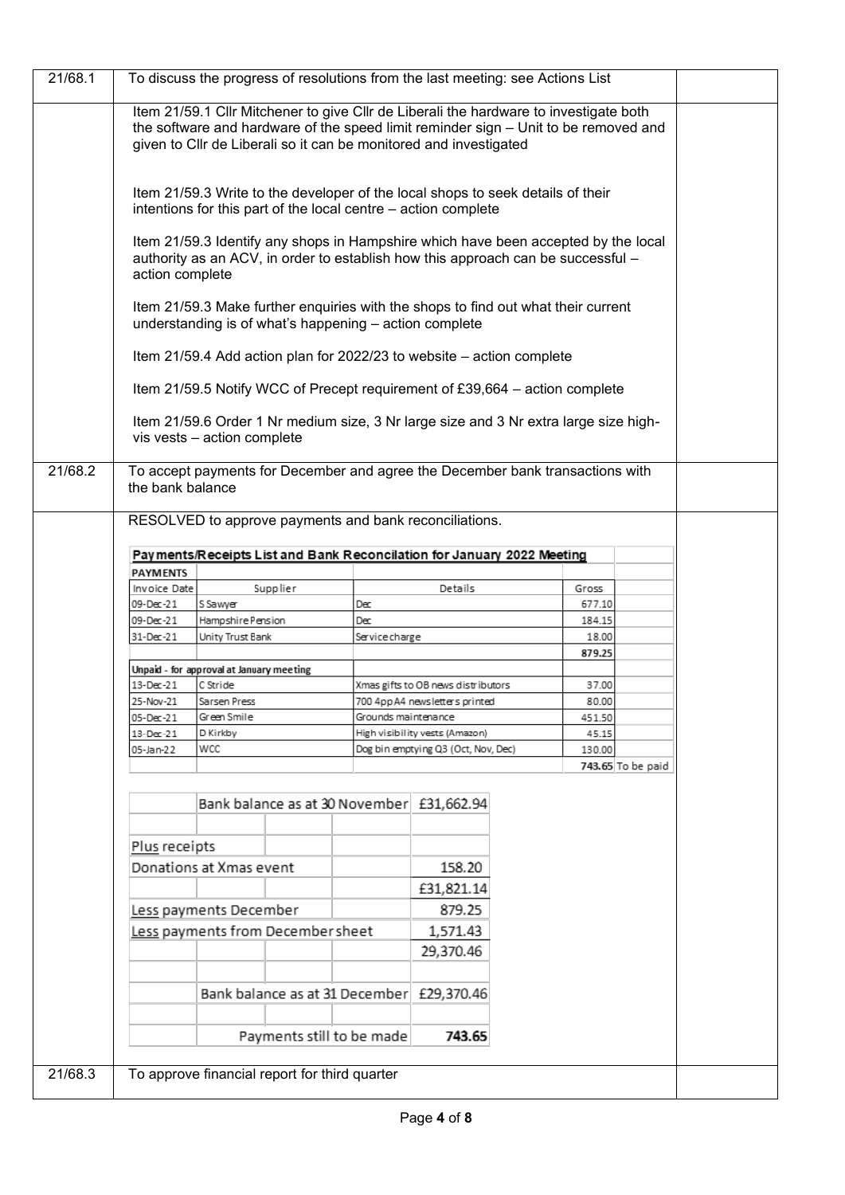| | | |
|---|---|---|
| 21/68.1 | To discuss the progress of resolutions from the last meeting: see Actions List | |
| | Item 21/59.1 Cllr Mitchener to give Cllr de Liberali the hardware to investigate both the software and hardware of the speed limit reminder sign – Unit to be removed and given to Cllr de Liberali so it can be monitored and investigated<br><br>Item 21/59.3 Write to the developer of the local shops to seek details of their intentions for this part of the local centre – action complete<br><br>Item 21/59.3 Identify any shops in Hampshire which have been accepted by the local authority as an ACV, in order to establish how this approach can be successful – action complete<br><br>Item 21/59.3 Make further enquiries with the shops to find out what their current understanding is of what's happening – action complete<br><br>Item 21/59.4 Add action plan for 2022/23 to website – action complete<br><br>Item 21/59.5 Notify WCC of Precept requirement of £39,664 – action complete<br><br>Item 21/59.6 Order 1 Nr medium size, 3 Nr large size and 3 Nr extra large size high-vis vests – action complete | |
| 21/68.2 | To accept payments for December and agree the December bank transactions with the bank balance | |
| | RESOLVED to approve payments and bank reconciliations. | |

**Payments/Receipts List and Bank Reconcilation for January 2022 Meeting**

| PAYMENTS | | | | |
|---|---|---|---|---|
| Invoice Date | Supplier | Details | Gross | |
| 09-Dec-21 | S Sawyer | Dec | 677.10 | |
| 09-Dec-21 | Hampshire Pension | Dec | 184.15 | |
| 31-Dec-21 | Unity Trust Bank | Service charge | 18.00 | |
| | | | **879.25** | |
| **Unpaid - for approval at January meeting** | | | | |
| 13-Dec-21 | C Stride | Xmas gifts to OB news distributors | 37.00 | |
| 25-Nov-21 | Sarsen Press | 700 4pp A4 newsletters printed | 80.00 | |
| 05-Dec-21 | Green Smile | Grounds maintenance | 451.50 | |
| 13-Dec-21 | D Kirkby | High visibility vests (Amazon) | 45.15 | |
| 05-Jan-22 | WCC | Dog bin emptying Q3 (Oct, Nov, Dec) | 130.00 | |
| | | | **743.65** | To be paid |

| | |
|---|---|
| Bank balance as at 30 November | £31,662.94 |
| | |
| Plus receipts | |
| Donations at Xmas event | 158.20 |
| | £31,821.14 |
| Less payments December | 879.25 |
| Less payments from December sheet | 1,571.43 |
| | 29,370.46 |
| | |
| Bank balance as at 31 December | £29,370.46 |
| | |
| Payments still to be made | **743.65** |

| | | |
|---|---|---|
| 21/68.3 | To approve financial report for third quarter | |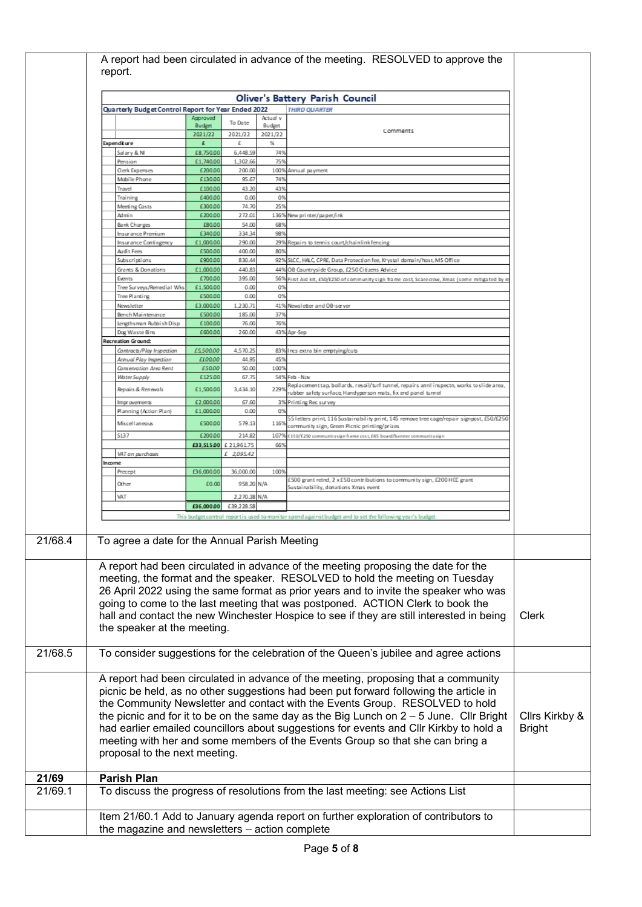A report had been circulated in advance of the meeting. RESOLVED to approve the report.

| Oliver's Battery Parish Council | | | | |
|---|---|---|---|---|
| Quarterly Budget Control Report for Year Ended 2022 | | | | THIRD QUARTER |
| | Approved Budget | To Date | Actual v Budget | Comments |
| | 2021/22 | 2021/22 | 2021/22 | |
| **Expenditure** | £ | £ | % | |
| Salary & NI | £8,750.00 | 6,448.59 | 74% | |
| Pension | £1,740.00 | 1,302.66 | 75% | |
| Clerk Expenses | £200.00 | 200.00 | 100% | Annual payment |
| Mobile Phone | £130.00 | 95.67 | 74% | |
| Travel | £100.00 | 43.20 | 43% | |
| Training | £400.00 | 0.00 | 0% | |
| Meeting Costs | £300.00 | 74.70 | 25% | |
| Admin | £200.00 | 272.01 | 136% | New printer/paper/ink |
| Bank Charges | £80.00 | 54.00 | 68% | |
| Insurance Premium | £340.00 | 334.34 | 98% | |
| Insurance Contingency | £1,000.00 | 290.00 | 29% | Repairs to tennis court/chainlink fencing |
| Audit Fees | £500.00 | 400.00 | 80% | |
| Subscriptions | £900.00 | 830.44 | 92% | SLCC, HALC, CPRE, Data Protection fee, Krystal domain/host, MS Office |
| Grants & Donations | £1,000.00 | 440.83 | 44% | OB Countryside Group, £250 Citizens Advice |
| Events | £700.00 | 395.00 | 56% | First Aid kit, £50/£250 of community sign frame cost, Scarecrow, Xmas (some mitigated by re |
| Tree Surveys/Remedial Wks | £1,500.00 | 0.00 | 0% | |
| Tree Planting | £500.00 | 0.00 | 0% | |
| Newsletter | £3,000.00 | 1,230.71 | 41% | Newsletter and OB-server |
| Bench Maintenance | £500.00 | 185.00 | 37% | |
| Lengthsman Rubbish Disp | £100.00 | 76.00 | 76% | |
| Dog Waste Bins | £600.00 | 260.00 | 43% | Apr-Sep |
| **Recreation Ground:** | | | | |
| *Contracts/Play Inspection* | £5,500.00 | 4,570.25 | 83% | Incs extra bin emptying/cuts |
| *Annual Play Inspection* | £100.00 | 44.95 | 45% | |
| *Conservation Area Rent* | £50.00 | 50.00 | 100% | |
| *Water Supply* | £125.00 | 67.75 | 54% | Feb - Nov |
| *Repairs & Renewals* | £1,500.00 | 3,434.10 | 229% | Replacement tap, bollards, resoil/turf tunnel, repairs annl inspectn, works to slide area, rubber safety surface, Handyperson mats, fix end panel tunnel |
| Improvements | £2,000.00 | 67.60 | 3% | Printing Rec survey |
| Planning (Action Plan) | £1,000.00 | 0.00 | 0% | |
| Miscellaneous | £500.00 | 579.13 | 116% | 55 letters print, 116 Sustainability print, 145 remove tree cage/repair signpost, £50/£250 community sign, Green Picnic printing/prizes |
| S137 | £200.00 | 214.82 | 107% | £150/£250 community sign frame cost, £65 board/banner community sign |
| | £33,515.00 | £ 21,961.75 | 66% | |
| *VAT on purchases* | | £ 2,095.42 | | |
| **Income** | | | | |
| Precept | £36,000.00 | 36,000.00 | 100% | |
| Other | £0.00 | 958.20 | N/A | £500 grant retnd, 2 x £50 contributions to community sign, £200 HCC grant Sustainability, donations Xmas event |
| VAT | | 2,270.38 | N/A | |
| | £36,000.00 | £39,228.58 | | |
| This budget control report is used to monitor spend against budget and to set the following year's budget | | | | |

| | | |
|---|---|---|
| 21/68.4 | To agree a date for the Annual Parish Meeting | |
| | A report had been circulated in advance of the meeting proposing the date for the meeting, the format and the speaker. RESOLVED to hold the meeting on Tuesday 26 April 2022 using the same format as prior years and to invite the speaker who was going to come to the last meeting that was postponed. ACTION Clerk to book the hall and contact the new Winchester Hospice to see if they are still interested in being the speaker at the meeting. | Clerk |
| 21/68.5 | To consider suggestions for the celebration of the Queen's jubilee and agree actions | |
| | A report had been circulated in advance of the meeting, proposing that a community picnic be held, as no other suggestions had been put forward following the article in the Community Newsletter and contact with the Events Group. RESOLVED to hold the picnic and for it to be on the same day as the Big Lunch on 2 – 5 June. Cllr Bright had earlier emailed councillors about suggestions for events and Cllr Kirkby to hold a meeting with her and some members of the Events Group so that she can bring a proposal to the next meeting. | Cllrs Kirkby & Bright |
| **21/69** | **Parish Plan** | |
| 21/69.1 | To discuss the progress of resolutions from the last meeting: see Actions List | |
| | Item 21/60.1 Add to January agenda report on further exploration of contributors to the magazine and newsletters – action complete | |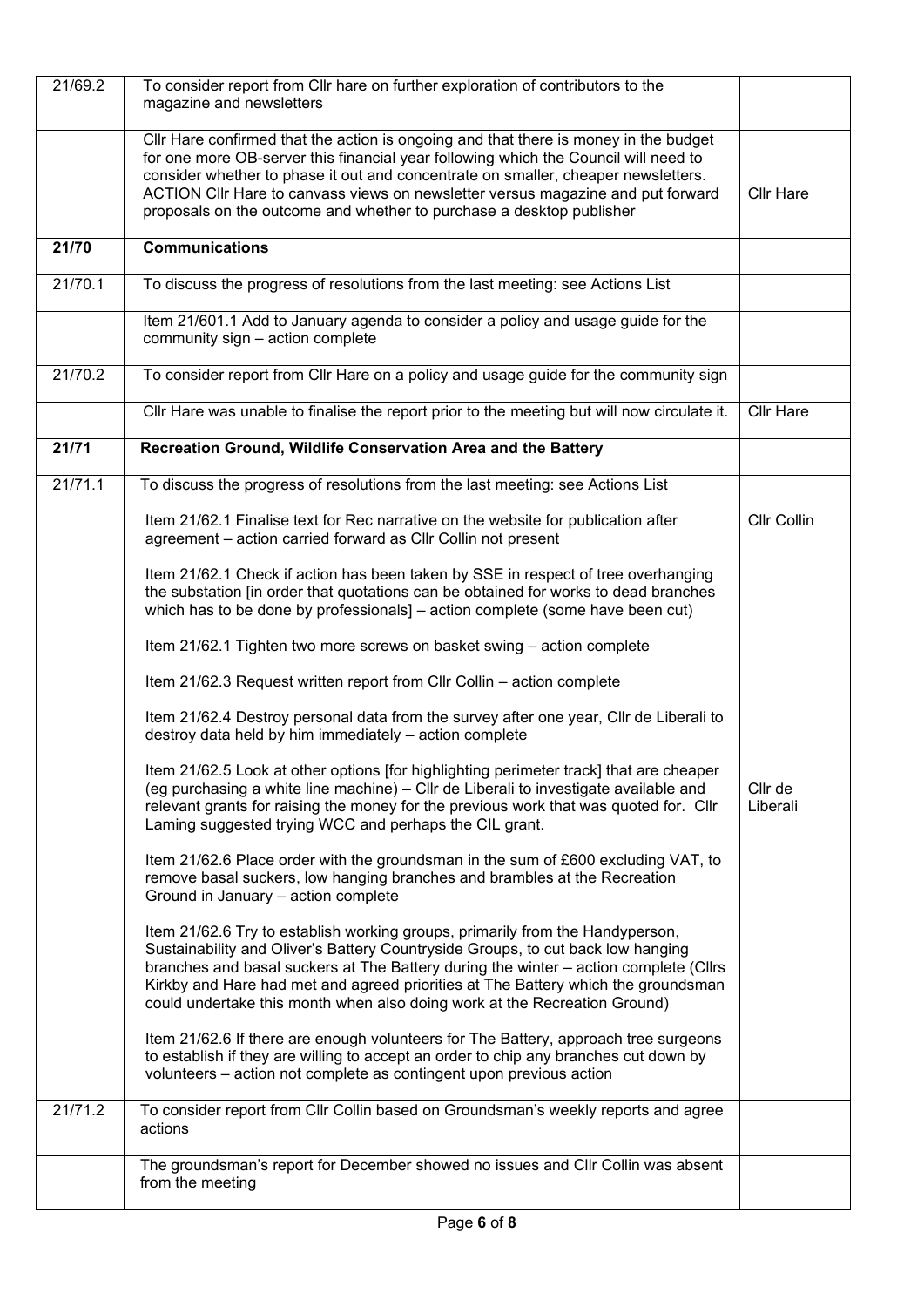| | | |
|---|---|---|
| 21/69.2 | To consider report from Cllr hare on further exploration of contributors to the magazine and newsletters | |
| | Cllr Hare confirmed that the action is ongoing and that there is money in the budget for one more OB-server this financial year following which the Council will need to consider whether to phase it out and concentrate on smaller, cheaper newsletters. ACTION Cllr Hare to canvass views on newsletter versus magazine and put forward proposals on the outcome and whether to purchase a desktop publisher | Cllr Hare |
| **21/70** | **Communications** | |
| 21/70.1 | To discuss the progress of resolutions from the last meeting: see Actions List | |
| | Item 21/601.1 Add to January agenda to consider a policy and usage guide for the community sign – action complete | |
| 21/70.2 | To consider report from Cllr Hare on a policy and usage guide for the community sign | |
| | Cllr Hare was unable to finalise the report prior to the meeting but will now circulate it. | Cllr Hare |
| **21/71** | **Recreation Ground, Wildlife Conservation Area and the Battery** | |
| 21/71.1 | To discuss the progress of resolutions from the last meeting: see Actions List | |
| | Item 21/62.1 Finalise text for Rec narrative on the website for publication after agreement – action carried forward as Cllr Collin not present<br><br>Item 21/62.1 Check if action has been taken by SSE in respect of tree overhanging the substation [in order that quotations can be obtained for works to dead branches which has to be done by professionals] – action complete (some have been cut)<br><br>Item 21/62.1 Tighten two more screws on basket swing – action complete<br><br>Item 21/62.3 Request written report from Cllr Collin – action complete<br><br>Item 21/62.4 Destroy personal data from the survey after one year, Cllr de Liberali to destroy data held by him immediately – action complete<br><br>Item 21/62.5 Look at other options [for highlighting perimeter track] that are cheaper (eg purchasing a white line machine) – Cllr de Liberali to investigate available and relevant grants for raising the money for the previous work that was quoted for. Cllr Laming suggested trying WCC and perhaps the CIL grant.<br><br>Item 21/62.6 Place order with the groundsman in the sum of £600 excluding VAT, to remove basal suckers, low hanging branches and brambles at the Recreation Ground in January – action complete<br><br>Item 21/62.6 Try to establish working groups, primarily from the Handyperson, Sustainability and Oliver's Battery Countryside Groups, to cut back low hanging branches and basal suckers at The Battery during the winter – action complete (Cllrs Kirkby and Hare had met and agreed priorities at The Battery which the groundsman could undertake this month when also doing work at the Recreation Ground)<br><br>Item 21/62.6 If there are enough volunteers for The Battery, approach tree surgeons to establish if they are willing to accept an order to chip any branches cut down by volunteers – action not complete as contingent upon previous action | Cllr Collin<br><br>Cllr de Liberali |
| 21/71.2 | To consider report from Cllr Collin based on Groundsman's weekly reports and agree actions | |
| | The groundsman's report for December showed no issues and Cllr Collin was absent from the meeting | |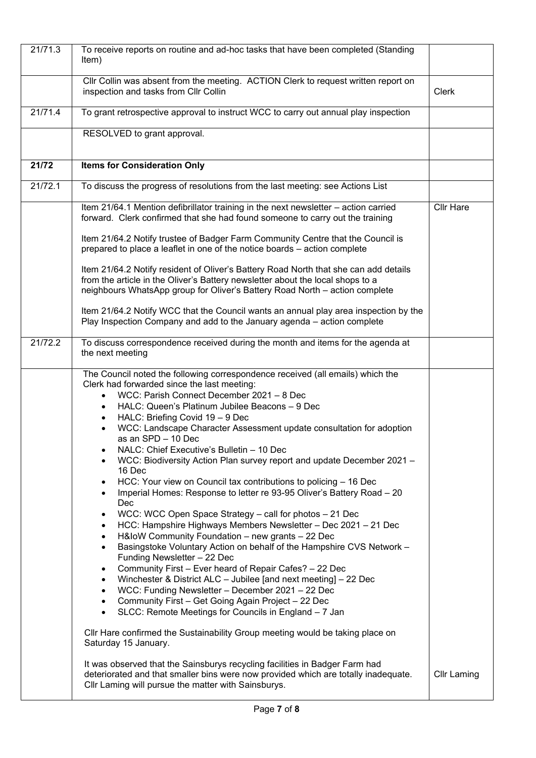| | | |
|---|---|---|
| 21/71.3 | To receive reports on routine and ad-hoc tasks that have been completed (Standing Item) | |
| | Cllr Collin was absent from the meeting. ACTION Clerk to request written report on inspection and tasks from Cllr Collin | Clerk |
| 21/71.4 | To grant retrospective approval to instruct WCC to carry out annual play inspection | |
| | RESOLVED to grant approval. | |
| **21/72** | **Items for Consideration Only** | |
| 21/72.1 | To discuss the progress of resolutions from the last meeting: see Actions List | |
| | Item 21/64.1 Mention defibrillator training in the next newsletter – action carried forward. Clerk confirmed that she had found someone to carry out the training<br><br>Item 21/64.2 Notify trustee of Badger Farm Community Centre that the Council is prepared to place a leaflet in one of the notice boards – action complete<br><br>Item 21/64.2 Notify resident of Oliver's Battery Road North that she can add details from the article in the Oliver's Battery newsletter about the local shops to a neighbours WhatsApp group for Oliver's Battery Road North – action complete<br><br>Item 21/64.2 Notify WCC that the Council wants an annual play area inspection by the Play Inspection Company and add to the January agenda – action complete | Cllr Hare |
| 21/72.2 | To discuss correspondence received during the month and items for the agenda at the next meeting | |
| | The Council noted the following correspondence received (all emails) which the Clerk had forwarded since the last meeting:<br>• WCC: Parish Connect December 2021 – 8 Dec<br>• HALC: Queen's Platinum Jubilee Beacons – 9 Dec<br>• HALC: Briefing Covid 19 – 9 Dec<br>• WCC: Landscape Character Assessment update consultation for adoption as an SPD – 10 Dec<br>• NALC: Chief Executive's Bulletin – 10 Dec<br>• WCC: Biodiversity Action Plan survey report and update December 2021 – 16 Dec<br>• HCC: Your view on Council tax contributions to policing – 16 Dec<br>• Imperial Homes: Response to letter re 93-95 Oliver's Battery Road – 20 Dec<br>• WCC: WCC Open Space Strategy – call for photos – 21 Dec<br>• HCC: Hampshire Highways Members Newsletter – Dec 2021 – 21 Dec<br>• H&IoW Community Foundation – new grants – 22 Dec<br>• Basingstoke Voluntary Action on behalf of the Hampshire CVS Network – Funding Newsletter – 22 Dec<br>• Community First – Ever heard of Repair Cafes? – 22 Dec<br>• Winchester & District ALC – Jubilee [and next meeting] – 22 Dec<br>• WCC: Funding Newsletter – December 2021 – 22 Dec<br>• Community First – Get Going Again Project – 22 Dec<br>• SLCC: Remote Meetings for Councils in England – 7 Jan<br><br>Cllr Hare confirmed the Sustainability Group meeting would be taking place on Saturday 15 January.<br><br>It was observed that the Sainsburys recycling facilities in Badger Farm had deteriorated and that smaller bins were now provided which are totally inadequate. Cllr Laming will pursue the matter with Sainsburys. | Cllr Laming |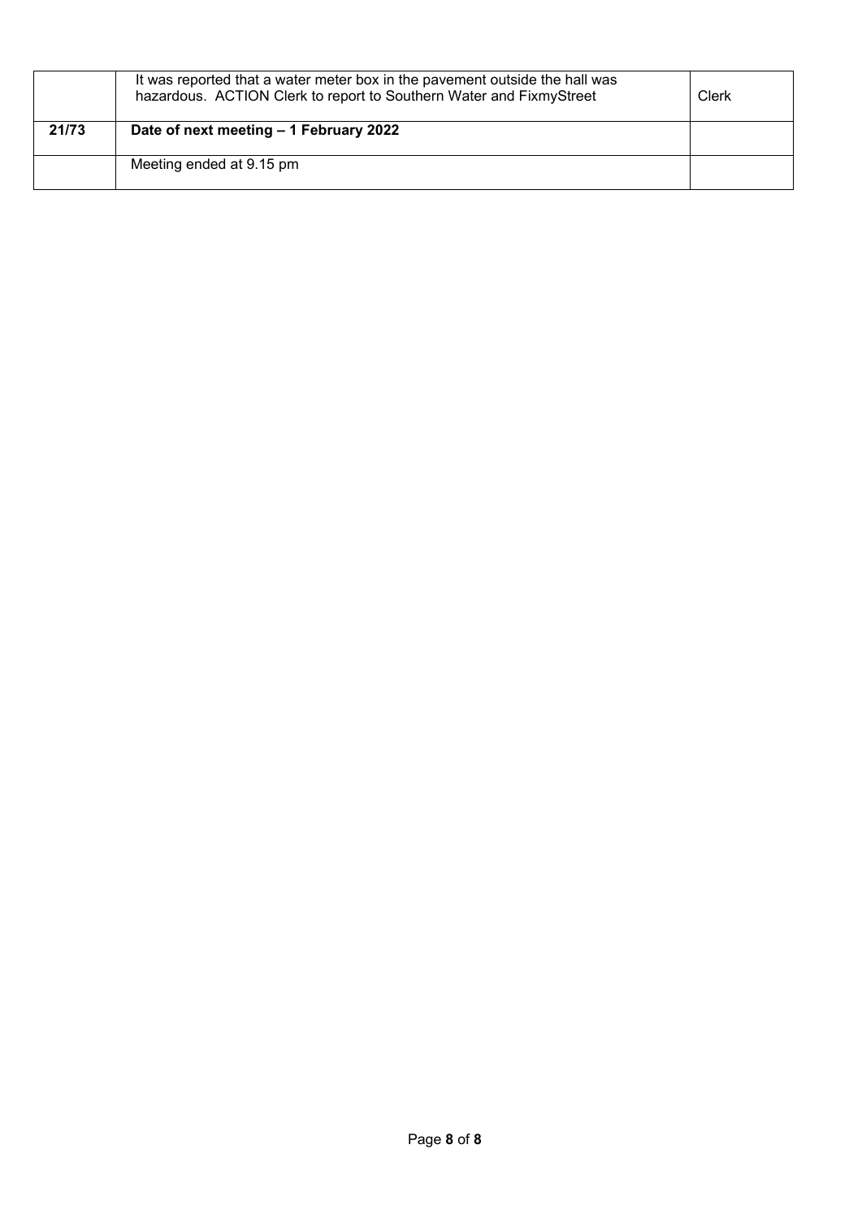| | | |
|---|---|---|
| | It was reported that a water meter box in the pavement outside the hall was hazardous. ACTION Clerk to report to Southern Water and FixmyStreet | Clerk |
| **21/73** | **Date of next meeting – 1 February 2022** | |
| | Meeting ended at 9.15 pm | |